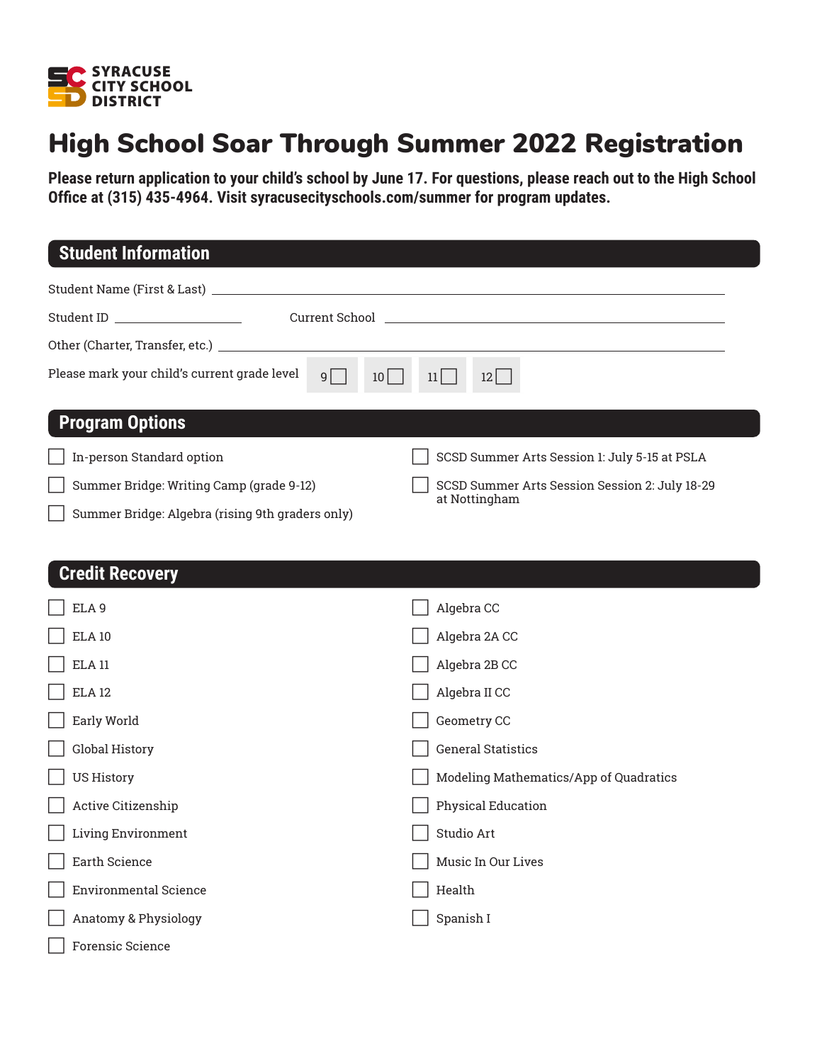SYRACUSE CITY SCHOOL DISTRICT

# High School Soar Through Summer 2022 Registration

**Please return application to your child's school by June 17. For questions, please reach out to the High School Office at (315) 435-4964. Visit syracusecityschools.com/summer for program updates.**

## Student Information

Student Name (First & Last) ______________________________

Student ID ______________ Current School ______________________________

Other (Charter, Transfer, etc.) ______________________________

Please mark your child's current grade level 9 ☐ 10 ☐ 11 ☐ 12 ☐

## Program Options

- ☐ In-person Standard option
- ☐ Summer Bridge: Writing Camp (grade 9-12)
- ☐ Summer Bridge: Algebra (rising 9th graders only)
- ☐ SCSD Summer Arts Session 1: July 5-15 at PSLA
- ☐ SCSD Summer Arts Session Session 2: July 18-29 at Nottingham

## Credit Recovery

- ☐ ELA 9
- ☐ ELA 10
- ☐ ELA 11
- ☐ ELA 12
- ☐ Early World
- ☐ Global History
- ☐ US History
- ☐ Active Citizenship
- ☐ Living Environment
- ☐ Earth Science
- ☐ Environmental Science
- ☐ Anatomy & Physiology
- ☐ Forensic Science
- ☐ Algebra CC
- ☐ Algebra 2A CC
- ☐ Algebra 2B CC
- ☐ Algebra II CC
- ☐ Geometry CC
- ☐ General Statistics
- ☐ Modeling Mathematics/App of Quadratics
- ☐ Physical Education
- ☐ Studio Art
- ☐ Music In Our Lives
- ☐ Health
- ☐ Spanish I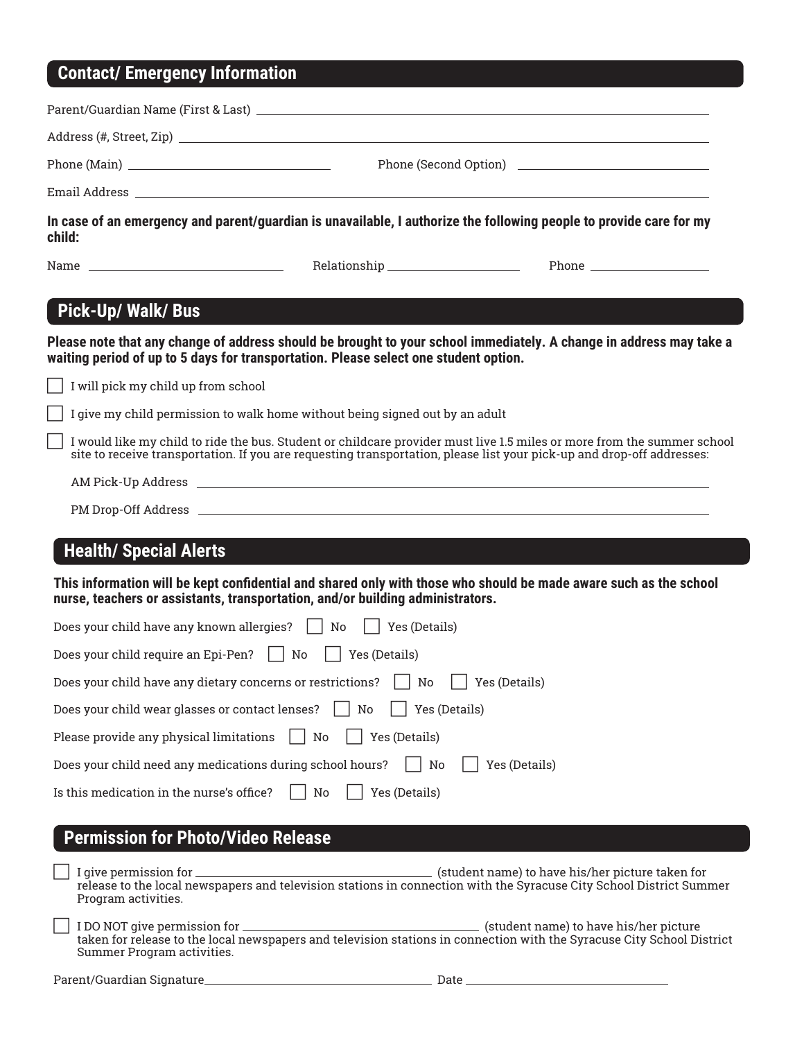## Contact/ Emergency Information

Parent/Guardian Name (First & Last) ______________________________

Address (#, Street, Zip) ______________________________

Phone (Main) ______________________________ Phone (Second Option) ______________________________

Email Address ______________________________

**In case of an emergency and parent/guardian is unavailable, I authorize the following people to provide care for my child:**

Name ______________________ Relationship ______________________ Phone ______________________

## Pick-Up/ Walk/ Bus

**Please note that any change of address should be brought to your school immediately. A change in address may take a waiting period of up to 5 days for transportation. Please select one student option.**

☐ I will pick my child up from school

☐ I give my child permission to walk home without being signed out by an adult

☐ I would like my child to ride the bus. Student or childcare provider must live 1.5 miles or more from the summer school site to receive transportation. If you are requesting transportation, please list your pick-up and drop-off addresses:

AM Pick-Up Address ______________________________

PM Drop-Off Address ______________________________

## Health/ Special Alerts

**This information will be kept confidential and shared only with those who should be made aware such as the school nurse, teachers or assistants, transportation, and/or building administrators.**

Does your child have any known allergies? ☐ No ☐ Yes (Details)

Does your child require an Epi-Pen? ☐ No ☐ Yes (Details)

Does your child have any dietary concerns or restrictions? ☐ No ☐ Yes (Details)

Does your child wear glasses or contact lenses? ☐ No ☐ Yes (Details)

Please provide any physical limitations ☐ No ☐ Yes (Details)

Does your child need any medications during school hours? ☐ No ☐ Yes (Details)

Is this medication in the nurse's office? ☐ No ☐ Yes (Details)

## Permission for Photo/Video Release

☐ I give permission for ______________________ (student name) to have his/her picture taken for release to the local newspapers and television stations in connection with the Syracuse City School District Summer Program activities.

☐ I DO NOT give permission for ______________________ (student name) to have his/her picture taken for release to the local newspapers and television stations in connection with the Syracuse City School District Summer Program activities.

Parent/Guardian Signature ______________________ Date ______________________